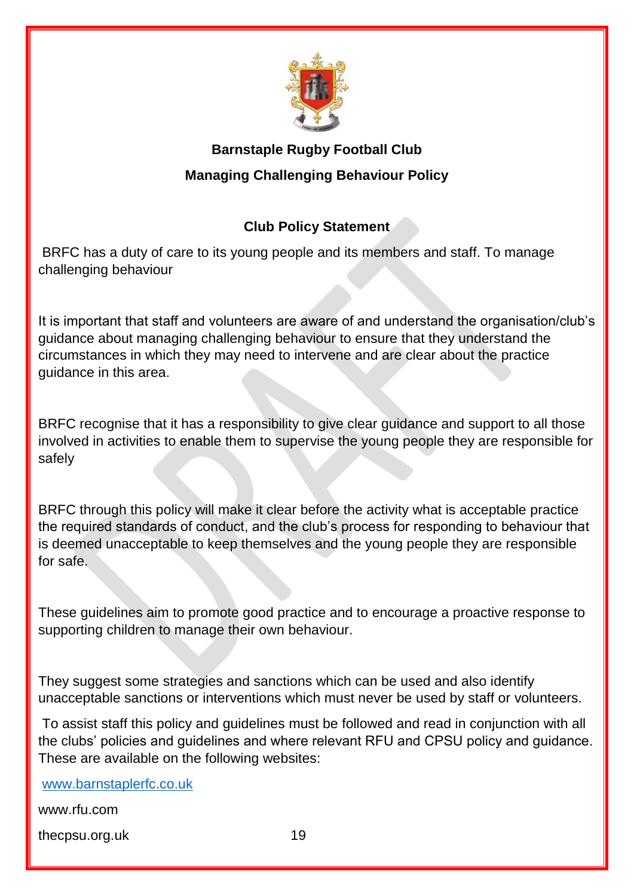# Barnstaple Rugby Football Club

## Managing Challenging Behaviour Policy

### Club Policy Statement

BRFC has a duty of care to its young people and its members and staff. To manage challenging behaviour

It is important that staff and volunteers are aware of and understand the organisation/club's guidance about managing challenging behaviour to ensure that they understand the circumstances in which they may need to intervene and are clear about the practice guidance in this area.

BRFC recognise that it has a responsibility to give clear guidance and support to all those involved in activities to enable them to supervise the young people they are responsible for safely

BRFC through this policy will make it clear before the activity what is acceptable practice the required standards of conduct, and the club's process for responding to behaviour that is deemed unacceptable to keep themselves and the young people they are responsible for safe.

These guidelines aim to promote good practice and to encourage a proactive response to supporting children to manage their own behaviour.

They suggest some strategies and sanctions which can be used and also identify unacceptable sanctions or interventions which must never be used by staff or volunteers.

To assist staff this policy and guidelines must be followed and read in conjunction with all the clubs' policies and guidelines and where relevant RFU and CPSU policy and guidance. These are available on the following websites:

www.barnstaplerfc.co.uk

www.rfu.com

thecpsu.org.uk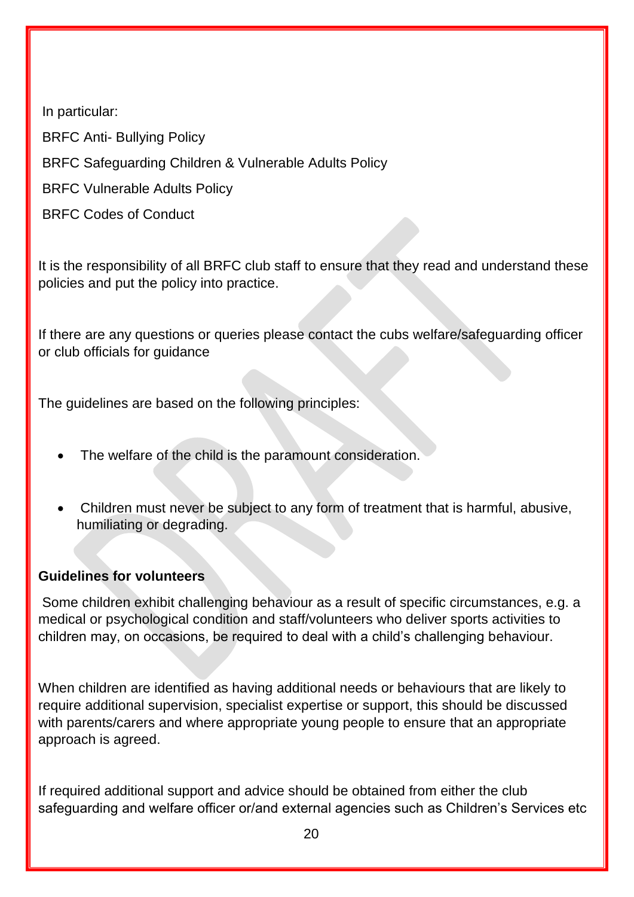In particular:

BRFC Anti- Bullying Policy

BRFC Safeguarding Children & Vulnerable Adults Policy

BRFC Vulnerable Adults Policy

BRFC Codes of Conduct

It is the responsibility of all BRFC club staff to ensure that they read and understand these policies and put the policy into practice.

If there are any questions or queries please contact the cubs welfare/safeguarding officer or club officials for guidance

The guidelines are based on the following principles:

- The welfare of the child is the paramount consideration.
- Children must never be subject to any form of treatment that is harmful, abusive, humiliating or degrading.

**Guidelines for volunteers**

Some children exhibit challenging behaviour as a result of specific circumstances, e.g. a medical or psychological condition and staff/volunteers who deliver sports activities to children may, on occasions, be required to deal with a child's challenging behaviour.

When children are identified as having additional needs or behaviours that are likely to require additional supervision, specialist expertise or support, this should be discussed with parents/carers and where appropriate young people to ensure that an appropriate approach is agreed.

If required additional support and advice should be obtained from either the club safeguarding and welfare officer or/and external agencies such as Children's Services etc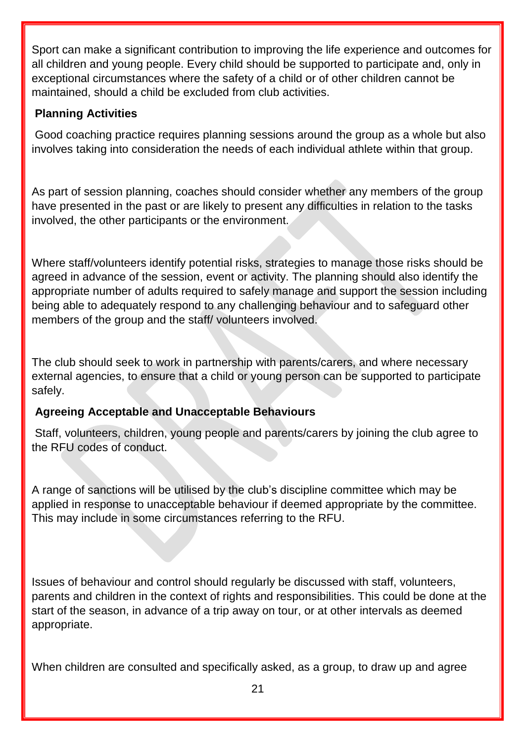Sport can make a significant contribution to improving the life experience and outcomes for all children and young people. Every child should be supported to participate and, only in exceptional circumstances where the safety of a child or of other children cannot be maintained, should a child be excluded from club activities.

### Planning Activities

Good coaching practice requires planning sessions around the group as a whole but also involves taking into consideration the needs of each individual athlete within that group.

As part of session planning, coaches should consider whether any members of the group have presented in the past or are likely to present any difficulties in relation to the tasks involved, the other participants or the environment.

Where staff/volunteers identify potential risks, strategies to manage those risks should be agreed in advance of the session, event or activity. The planning should also identify the appropriate number of adults required to safely manage and support the session including being able to adequately respond to any challenging behaviour and to safeguard other members of the group and the staff/ volunteers involved.

The club should seek to work in partnership with parents/carers, and where necessary external agencies, to ensure that a child or young person can be supported to participate safely.

### Agreeing Acceptable and Unacceptable Behaviours

Staff, volunteers, children, young people and parents/carers by joining the club agree to the RFU codes of conduct.

A range of sanctions will be utilised by the club's discipline committee which may be applied in response to unacceptable behaviour if deemed appropriate by the committee. This may include in some circumstances referring to the RFU.

Issues of behaviour and control should regularly be discussed with staff, volunteers, parents and children in the context of rights and responsibilities. This could be done at the start of the season, in advance of a trip away on tour, or at other intervals as deemed appropriate.

When children are consulted and specifically asked, as a group, to draw up and agree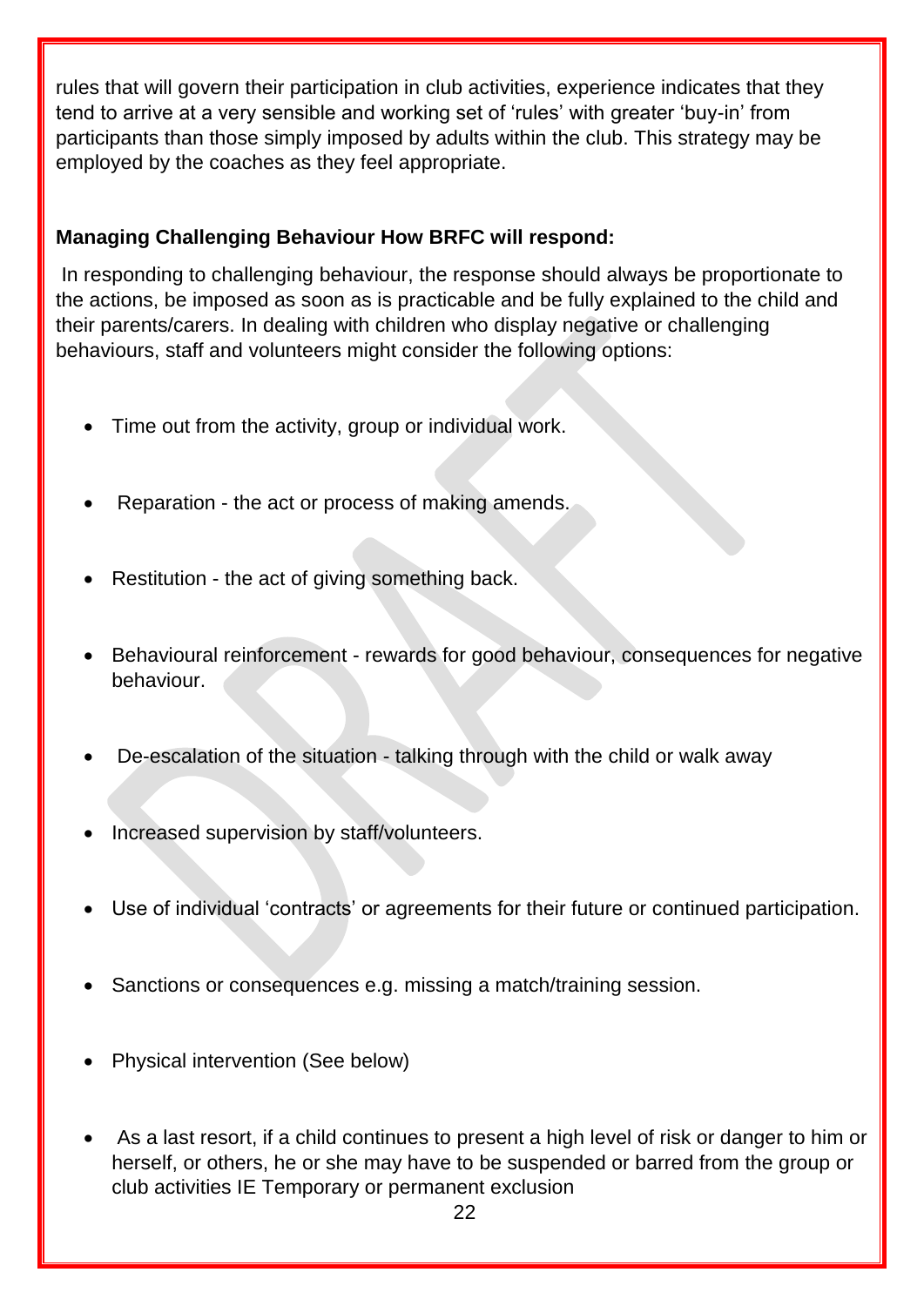rules that will govern their participation in club activities, experience indicates that they tend to arrive at a very sensible and working set of 'rules' with greater 'buy-in' from participants than those simply imposed by adults within the club. This strategy may be employed by the coaches as they feel appropriate.

**Managing Challenging Behaviour How BRFC will respond:**

In responding to challenging behaviour, the response should always be proportionate to the actions, be imposed as soon as is practicable and be fully explained to the child and their parents/carers. In dealing with children who display negative or challenging behaviours, staff and volunteers might consider the following options:

- Time out from the activity, group or individual work.
- Reparation - the act or process of making amends.
- Restitution - the act of giving something back.
- Behavioural reinforcement - rewards for good behaviour, consequences for negative behaviour.
- De-escalation of the situation - talking through with the child or walk away
- Increased supervision by staff/volunteers.
- Use of individual 'contracts' or agreements for their future or continued participation.
- Sanctions or consequences e.g. missing a match/training session.
- Physical intervention (See below)
- As a last resort, if a child continues to present a high level of risk or danger to him or herself, or others, he or she may have to be suspended or barred from the group or club activities IE Temporary or permanent exclusion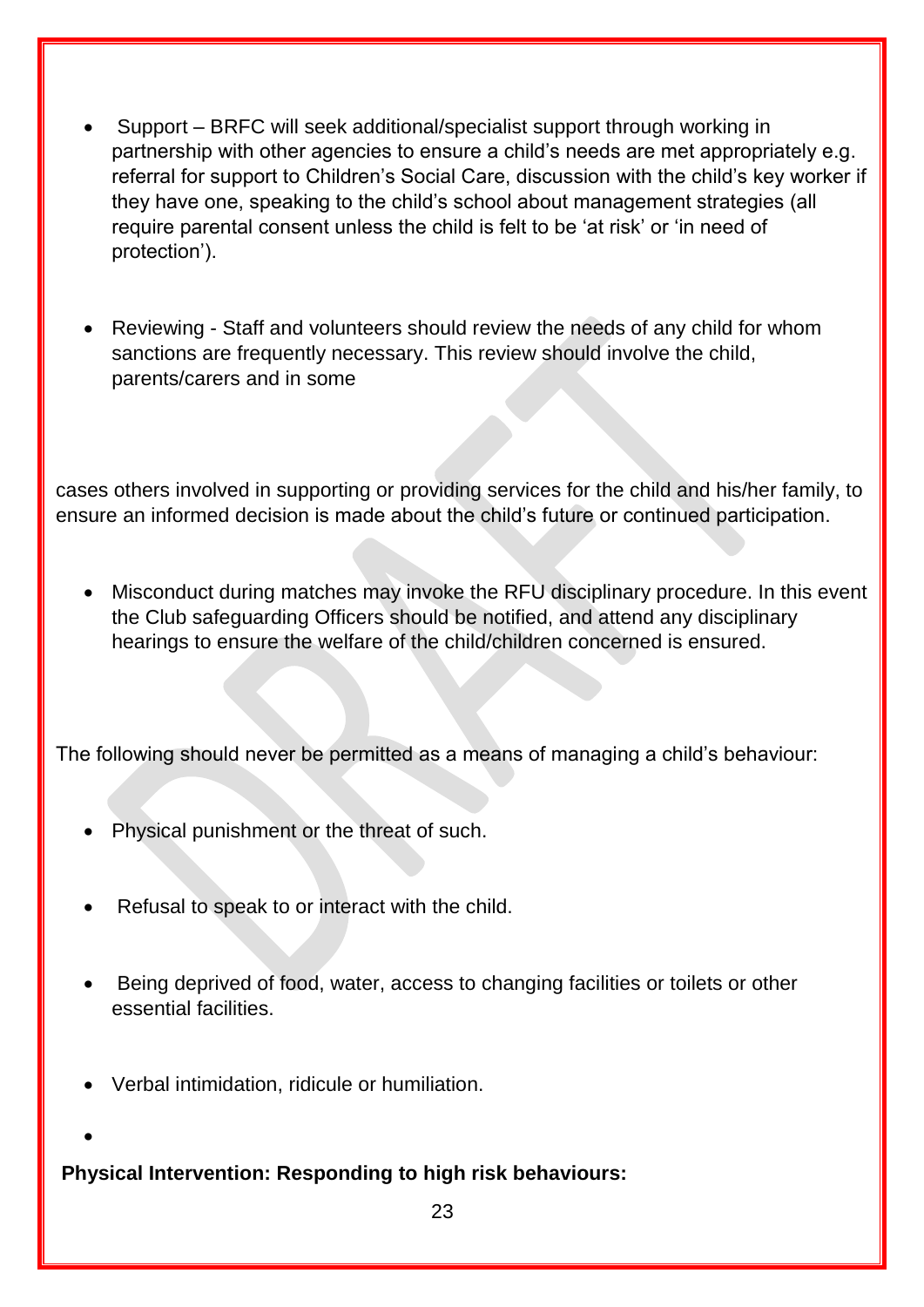- Support – BRFC will seek additional/specialist support through working in partnership with other agencies to ensure a child's needs are met appropriately e.g. referral for support to Children's Social Care, discussion with the child's key worker if they have one, speaking to the child's school about management strategies (all require parental consent unless the child is felt to be 'at risk' or 'in need of protection').

- Reviewing - Staff and volunteers should review the needs of any child for whom sanctions are frequently necessary. This review should involve the child, parents/carers and in some

cases others involved in supporting or providing services for the child and his/her family, to ensure an informed decision is made about the child's future or continued participation.

- Misconduct during matches may invoke the RFU disciplinary procedure. In this event the Club safeguarding Officers should be notified, and attend any disciplinary hearings to ensure the welfare of the child/children concerned is ensured.

The following should never be permitted as a means of managing a child's behaviour:

- Physical punishment or the threat of such.

- Refusal to speak to or interact with the child.

- Being deprived of food, water, access to changing facilities or toilets or other essential facilities.

- Verbal intimidation, ridicule or humiliation.

**Physical Intervention: Responding to high risk behaviours:**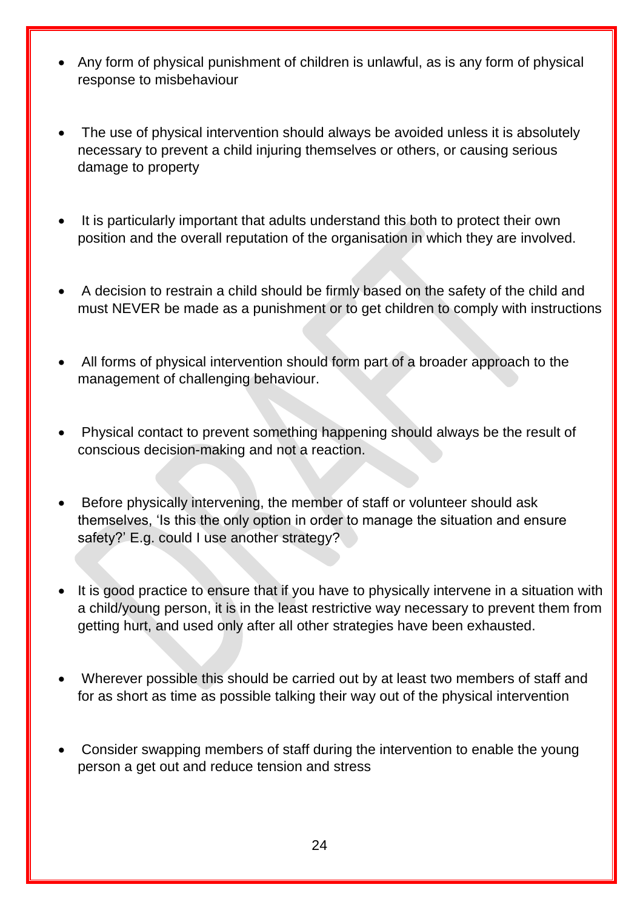- Any form of physical punishment of children is unlawful, as is any form of physical response to misbehaviour

- The use of physical intervention should always be avoided unless it is absolutely necessary to prevent a child injuring themselves or others, or causing serious damage to property

- It is particularly important that adults understand this both to protect their own position and the overall reputation of the organisation in which they are involved.

- A decision to restrain a child should be firmly based on the safety of the child and must NEVER be made as a punishment or to get children to comply with instructions

- All forms of physical intervention should form part of a broader approach to the management of challenging behaviour.

- Physical contact to prevent something happening should always be the result of conscious decision-making and not a reaction.

- Before physically intervening, the member of staff or volunteer should ask themselves, 'Is this the only option in order to manage the situation and ensure safety?' E.g. could I use another strategy?

- It is good practice to ensure that if you have to physically intervene in a situation with a child/young person, it is in the least restrictive way necessary to prevent them from getting hurt, and used only after all other strategies have been exhausted.

- Wherever possible this should be carried out by at least two members of staff and for as short as time as possible talking their way out of the physical intervention

- Consider swapping members of staff during the intervention to enable the young person a get out and reduce tension and stress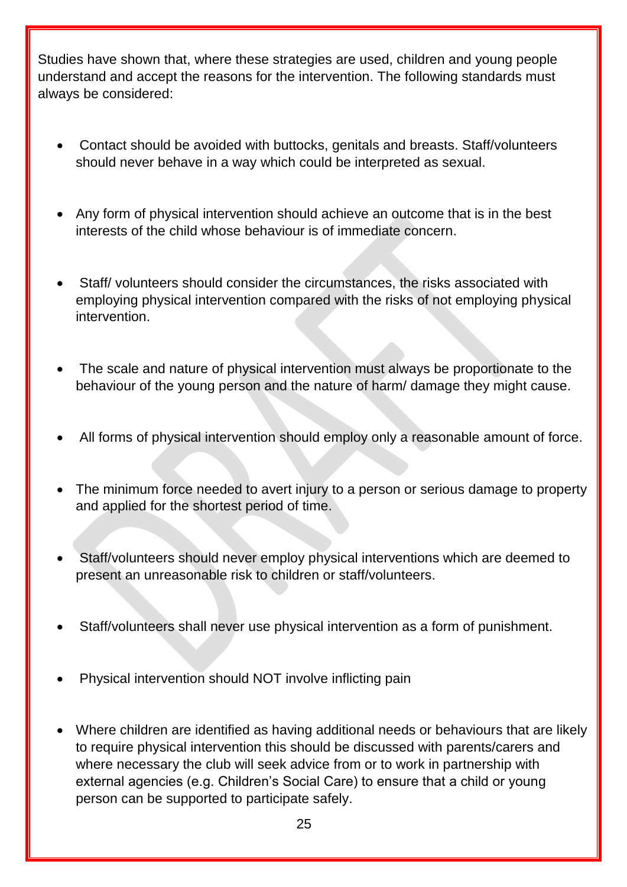Studies have shown that, where these strategies are used, children and young people understand and accept the reasons for the intervention. The following standards must always be considered:

- Contact should be avoided with buttocks, genitals and breasts. Staff/volunteers should never behave in a way which could be interpreted as sexual.
- Any form of physical intervention should achieve an outcome that is in the best interests of the child whose behaviour is of immediate concern.
- Staff/ volunteers should consider the circumstances, the risks associated with employing physical intervention compared with the risks of not employing physical intervention.
- The scale and nature of physical intervention must always be proportionate to the behaviour of the young person and the nature of harm/ damage they might cause.
- All forms of physical intervention should employ only a reasonable amount of force.
- The minimum force needed to avert injury to a person or serious damage to property and applied for the shortest period of time.
- Staff/volunteers should never employ physical interventions which are deemed to present an unreasonable risk to children or staff/volunteers.
- Staff/volunteers shall never use physical intervention as a form of punishment.
- Physical intervention should NOT involve inflicting pain
- Where children are identified as having additional needs or behaviours that are likely to require physical intervention this should be discussed with parents/carers and where necessary the club will seek advice from or to work in partnership with external agencies (e.g. Children's Social Care) to ensure that a child or young person can be supported to participate safely.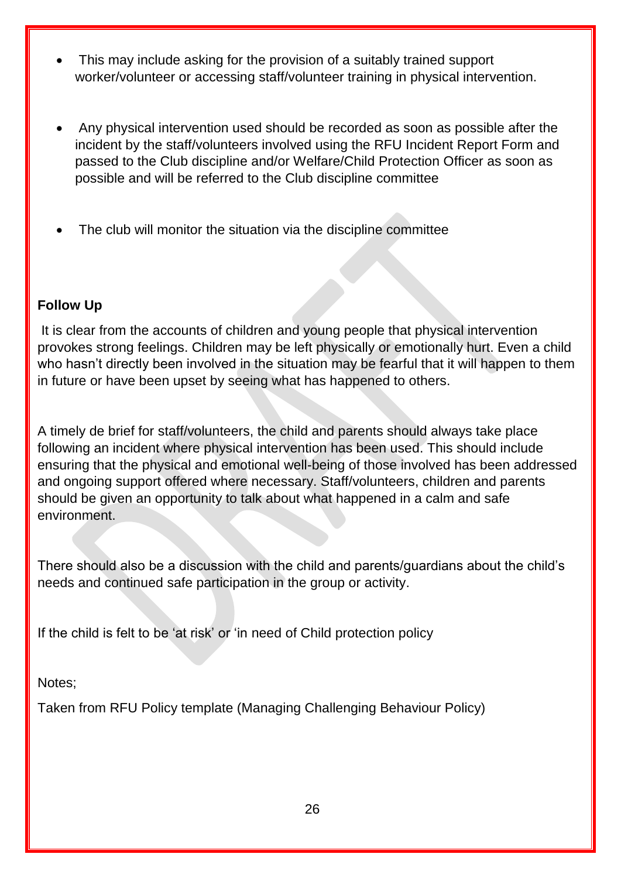- This may include asking for the provision of a suitably trained support worker/volunteer or accessing staff/volunteer training in physical intervention.

- Any physical intervention used should be recorded as soon as possible after the incident by the staff/volunteers involved using the RFU Incident Report Form and passed to the Club discipline and/or Welfare/Child Protection Officer as soon as possible and will be referred to the Club discipline committee

- The club will monitor the situation via the discipline committee

**Follow Up**

It is clear from the accounts of children and young people that physical intervention provokes strong feelings. Children may be left physically or emotionally hurt. Even a child who hasn't directly been involved in the situation may be fearful that it will happen to them in future or have been upset by seeing what has happened to others.

A timely de brief for staff/volunteers, the child and parents should always take place following an incident where physical intervention has been used. This should include ensuring that the physical and emotional well-being of those involved has been addressed and ongoing support offered where necessary. Staff/volunteers, children and parents should be given an opportunity to talk about what happened in a calm and safe environment.

There should also be a discussion with the child and parents/guardians about the child's needs and continued safe participation in the group or activity.

If the child is felt to be 'at risk' or 'in need of Child protection policy

Notes;

Taken from RFU Policy template (Managing Challenging Behaviour Policy)